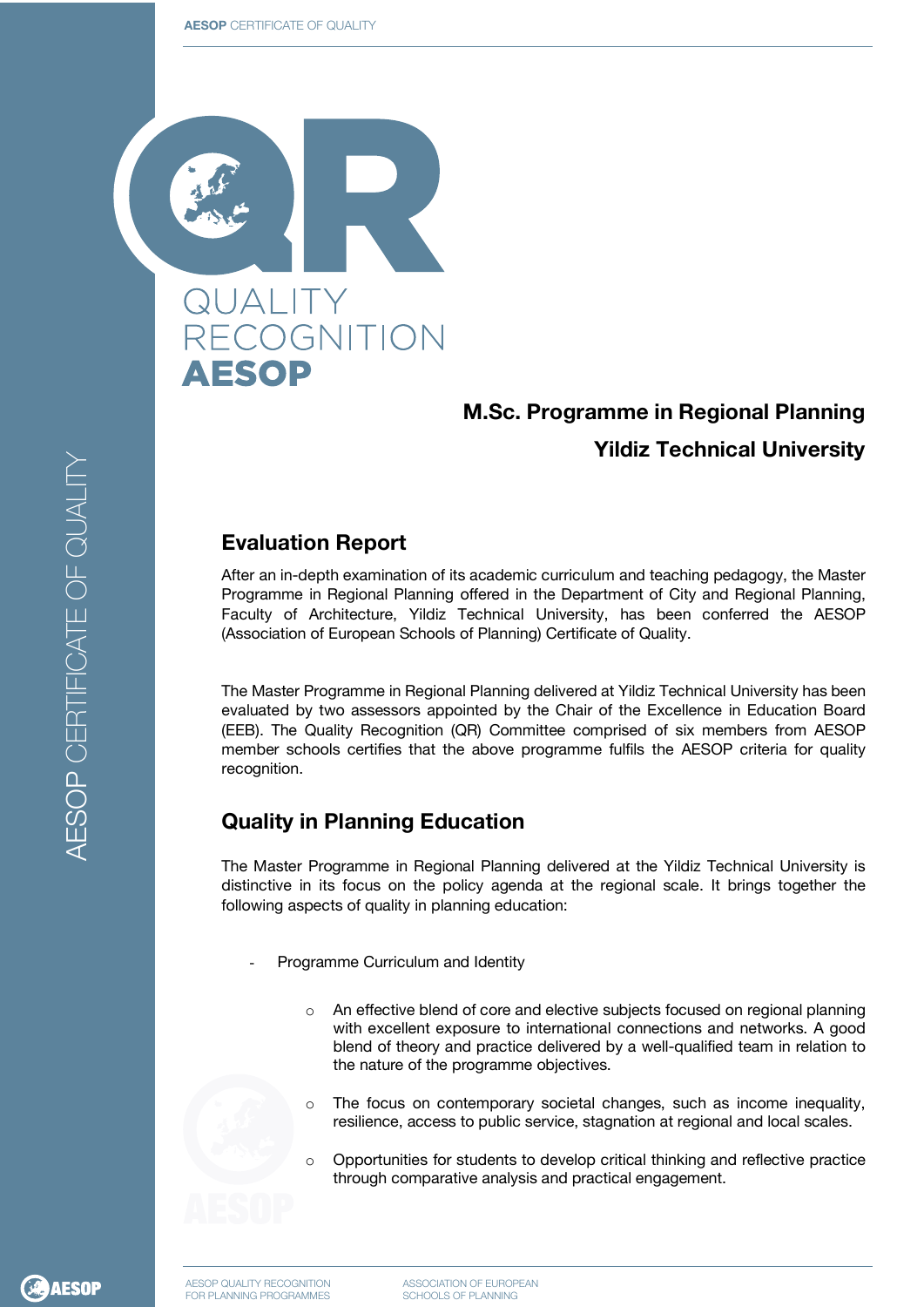# QUALITY RECOGNITION AESOP

## M.Sc. Programme in Regional Planning

## Yildiz Technical University

## Evaluation Report

After an in-depth examination of its academic curriculum and teaching pedagogy, the Master Programme in Regional Planning offered in the Department of City and Regional Planning, Faculty of Architecture, Yildiz Technical University, has been conferred the AESOP (Association of European Schools of Planning) Certificate of Quality.

The Master Programme in Regional Planning delivered at Yildiz Technical University has been evaluated by two assessors appointed by the Chair of the Excellence in Education Board (EEB). The Quality Recognition (QR) Committee comprised of six members from AESOP member schools certifies that the above programme fulfils the AESOP criteria for quality recognition.

## Quality in Planning Education

The Master Programme in Regional Planning delivered at the Yildiz Technical University is distinctive in its focus on the policy agenda at the regional scale. It brings together the following aspects of quality in planning education:

- Programme Curriculum and Identity
  - An effective blend of core and elective subjects focused on regional planning with excellent exposure to international connections and networks. A good blend of theory and practice delivered by a well-qualified team in relation to the nature of the programme objectives.
  - The focus on contemporary societal changes, such as income inequality, resilience, access to public service, stagnation at regional and local scales.
  - Opportunities for students to develop critical thinking and reflective practice through comparative analysis and practical engagement.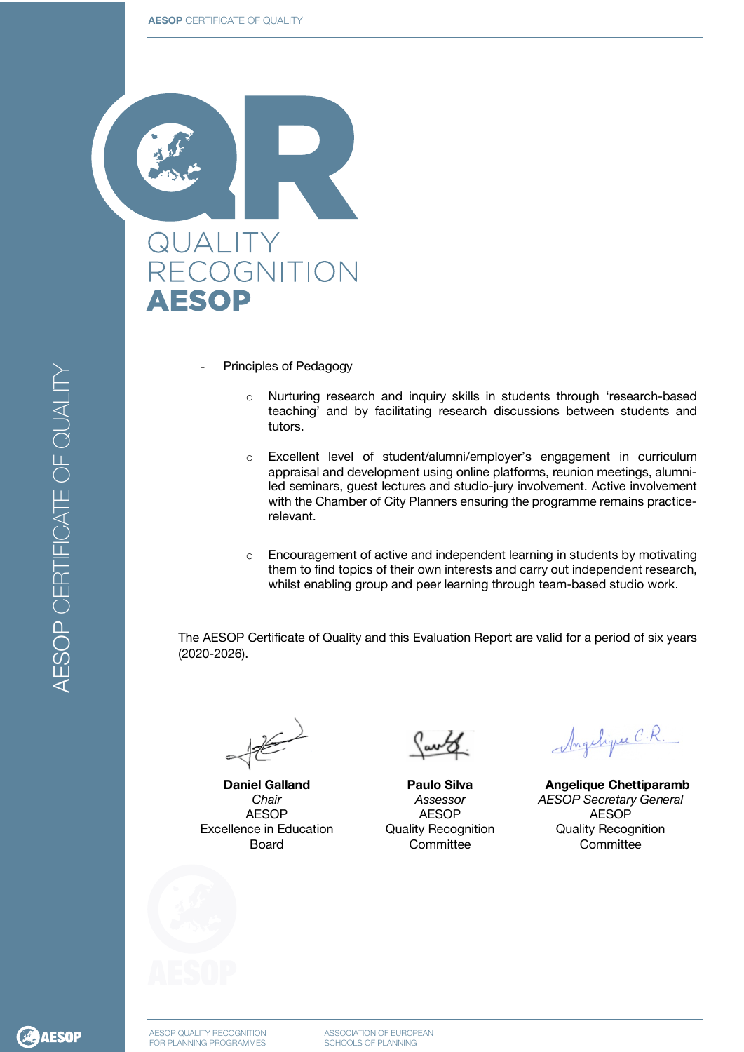- Principles of Pedagogy
    - Nurturing research and inquiry skills in students through 'research-based teaching' and by facilitating research discussions between students and tutors.
    - Excellent level of student/alumni/employer's engagement in curriculum appraisal and development using online platforms, reunion meetings, alumni-led seminars, guest lectures and studio-jury involvement. Active involvement with the Chamber of City Planners ensuring the programme remains practice-relevant.
    - Encouragement of active and independent learning in students by motivating them to find topics of their own interests and carry out independent research, whilst enabling group and peer learning through team-based studio work.

The AESOP Certificate of Quality and this Evaluation Report are valid for a period of six years (2020-2026).

**Daniel Galland**
*Chair*
AESOP
Excellence in Education Board

**Paulo Silva**
*Assessor*
AESOP
Quality Recognition Committee

**Angelique Chettiparamb**
*AESOP Secretary General*
AESOP
Quality Recognition Committee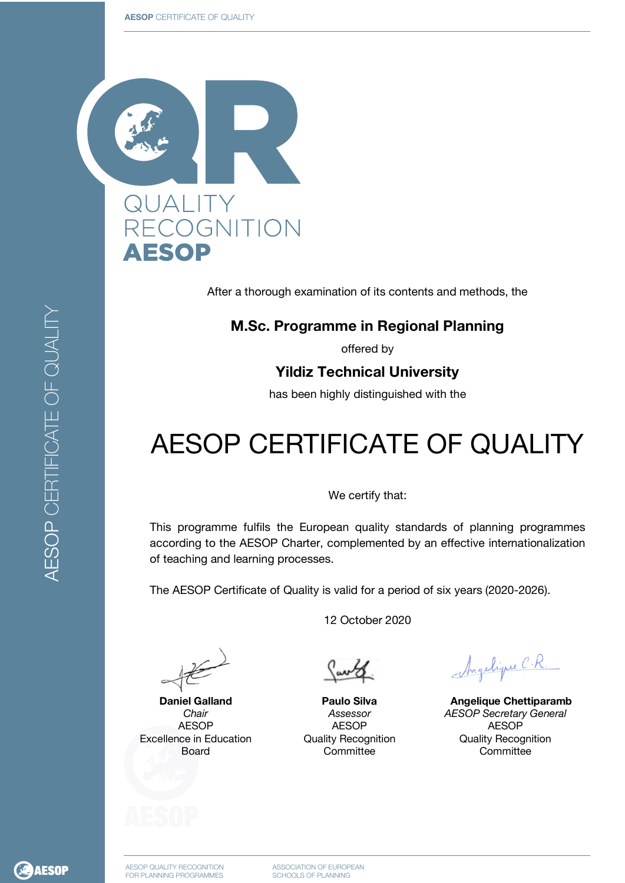QUALITY RECOGNITION
**AESOP**

After a thorough examination of its contents and methods, the

**M.Sc. Programme in Regional Planning**

offered by

**Yildiz Technical University**

has been highly distinguished with the

# AESOP CERTIFICATE OF QUALITY

We certify that:

This programme fulfils the European quality standards of planning programmes according to the AESOP Charter, complemented by an effective internationalization of teaching and learning processes.

The AESOP Certificate of Quality is valid for a period of six years (2020-2026).

12 October 2020

**Daniel Galland**
*Chair*
AESOP
Excellence in Education Board

**Paulo Silva**
*Assessor*
AESOP
Quality Recognition Committee

**Angelique Chettiparamb**
*AESOP Secretary General*
AESOP
Quality Recognition Committee